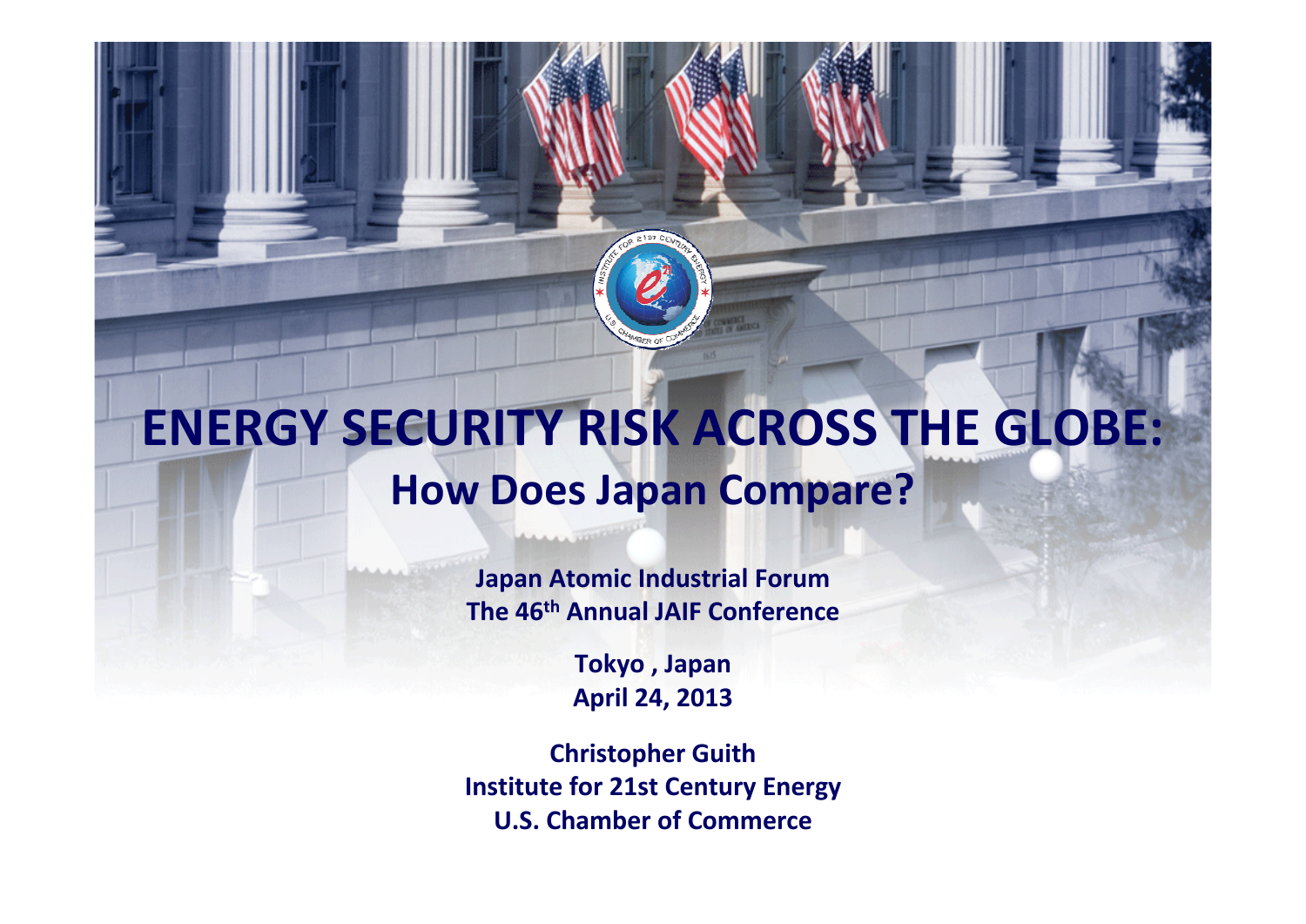# ENERGY SECURITY RISK ACROSS THE GLOBE:

## How Does Japan Compare?

**Japan Atomic Industrial Forum**
**The 46th Annual JAIF Conference**

**Tokyo , Japan**
**April 24, 2013**

**Christopher Guith**
**Institute for 21st Century Energy**
**U.S. Chamber of Commerce**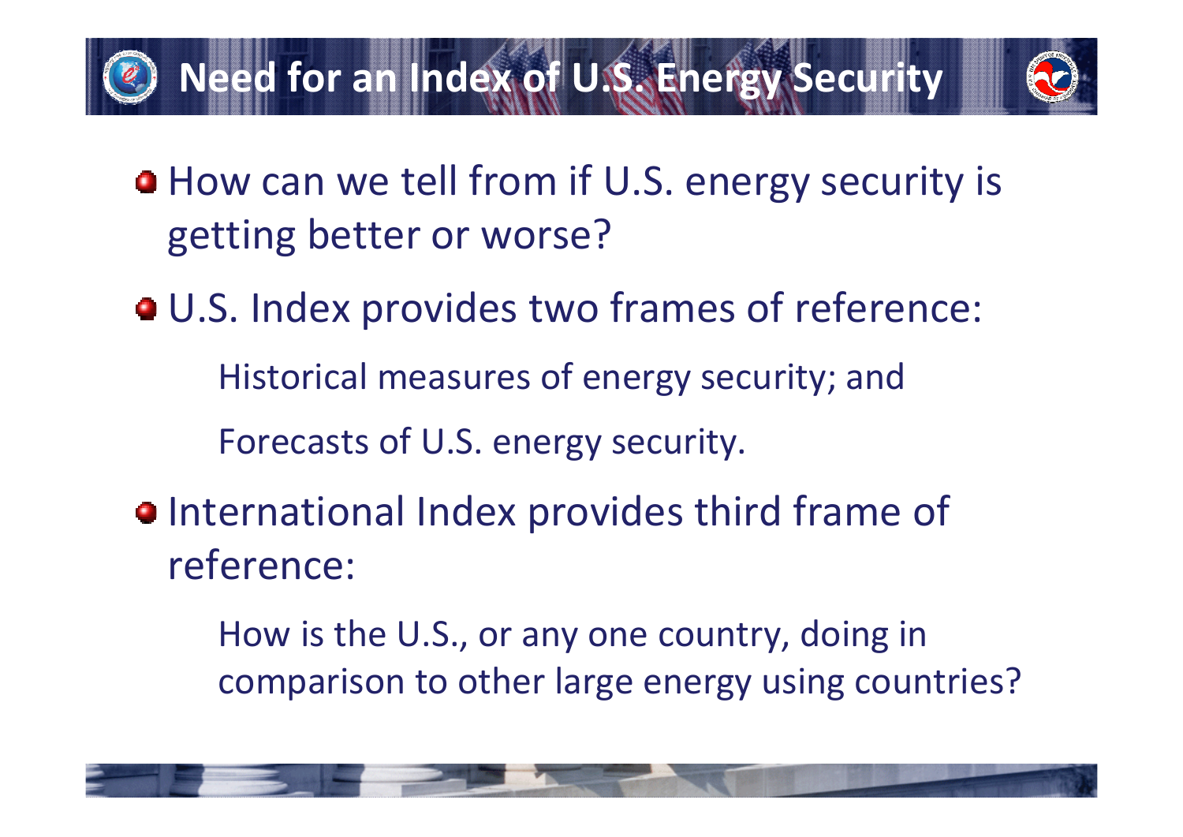# Need for an Index of U.S. Energy Security

- How can we tell from if U.S. energy security is getting better or worse?
- U.S. Index provides two frames of reference:

  Historical measures of energy security; and

  Forecasts of U.S. energy security.

- International Index provides third frame of reference:

  How is the U.S., or any one country, doing in comparison to other large energy using countries?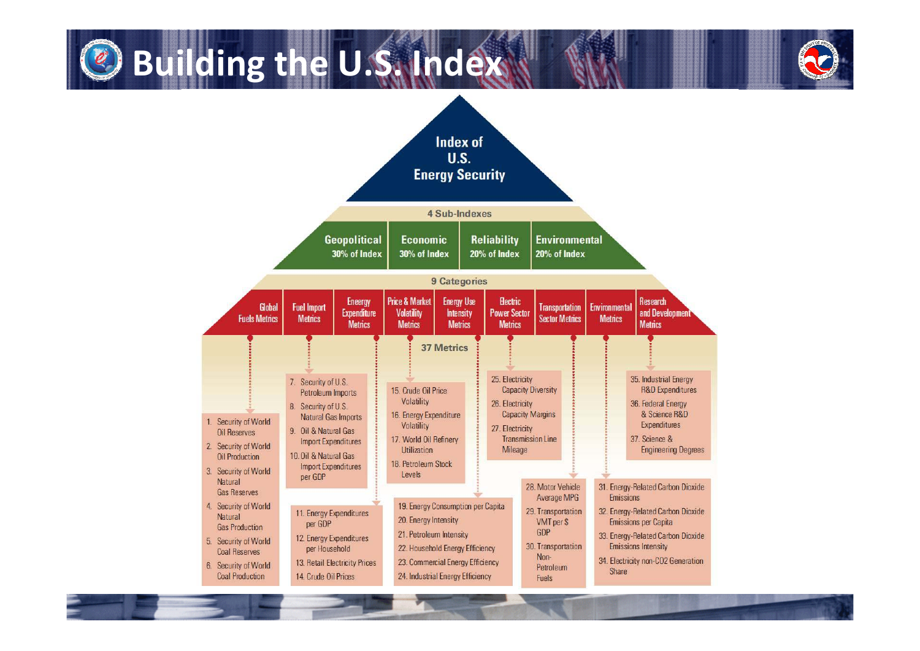# Building the U.S. Index

## Index of U.S. Energy Security

### 4 Sub-Indexes

- **Geopolitical** — 30% of Index
- **Economic** — 30% of Index
- **Reliability** — 20% of Index
- **Environmental** — 20% of Index

### 9 Categories

- Global Fuels Metrics
- Fuel Import Metrics
- Eneergy Expenditure Metrics
- Price & Market Volatility Metrics
- Energy Use Intensity Metrics
- Electric Power Sector Metrics
- Transportation Sector Metrics
- Environmental Metrics
- Research and Development Metrics

### 37 Metrics

**Global Fuels Metrics**

1. Security of World Oil Reserves
2. Security of World Oil Production
3. Security of World Natural Gas Reserves
4. Security of World Natural Gas Production
5. Security of World Coal Reserves
6. Security of World Coal Production

**Fuel Import Metrics**

7. Security of U.S. Petroleum Imports
8. Security of U.S. Natural Gas Imports
9. Oil & Natural Gas Import Expenditures
10. Oil & Natural Gas Import Expenditures per GDP

**Eneergy Expenditure Metrics**

11. Energy Expenditures per GDP
12. Energy Expenditures per Household
13. Retail Electricity Prices
14. Crude Oil Prices

**Price & Market Volatility Metrics**

15. Crude Oil Price Volatility
16. Energy Expenditure Volatility
17. World Oil Refinery Utilization
18. Petroleum Stock Levels

**Energy Use Intensity Metrics**

19. Energy Consumption per Capita
20. Energy Intensity
21. Petroleum Intensity
22. Household Energy Efficiency
23. Commercial Energy Efficiency
24. Industrial Energy Efficiency

**Electric Power Sector Metrics**

25. Electricity Capacity Diversity
26. Electricity Capacity Margins
27. Electricity Transmission Line Mileage

**Transportation Sector Metrics**

28. Motor Vehicle Average MPG
29. Transportation VMT per $ GDP
30. Transportation Non-Petroleum Fuels

**Environmental Metrics**

31. Energy-Related Carbon Dioxide Emissions
32. Energy-Related Carbon Dioxide Emissions per Capita
33. Energy-Related Carbon Dioxide Emissions Intensity
34. Electricity non-CO2 Generation Share

**Research and Development Metrics**

35. Industrial Energy R&D Expenditures
36. Federal Energy & Science R&D Expenditures
37. Science & Engineering Degrees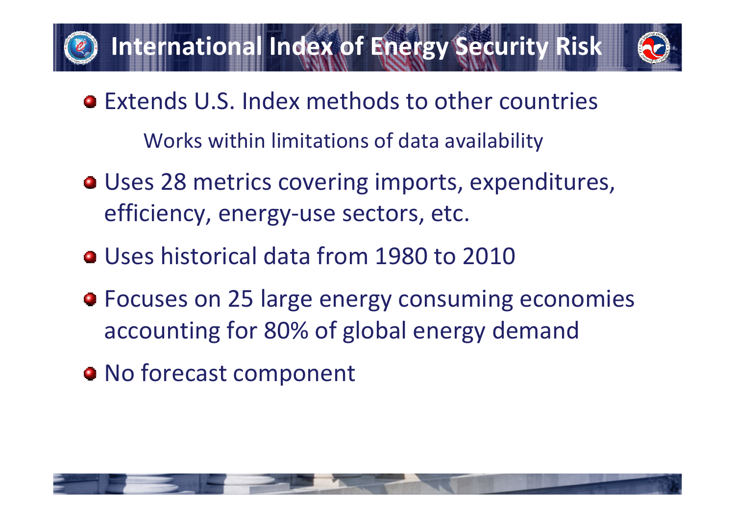# International Index of Energy Security Risk

- Extends U.S. Index methods to other countries

  Works within limitations of data availability

- Uses 28 metrics covering imports, expenditures, efficiency, energy-use sectors, etc.
- Uses historical data from 1980 to 2010
- Focuses on 25 large energy consuming economies accounting for 80% of global energy demand
- No forecast component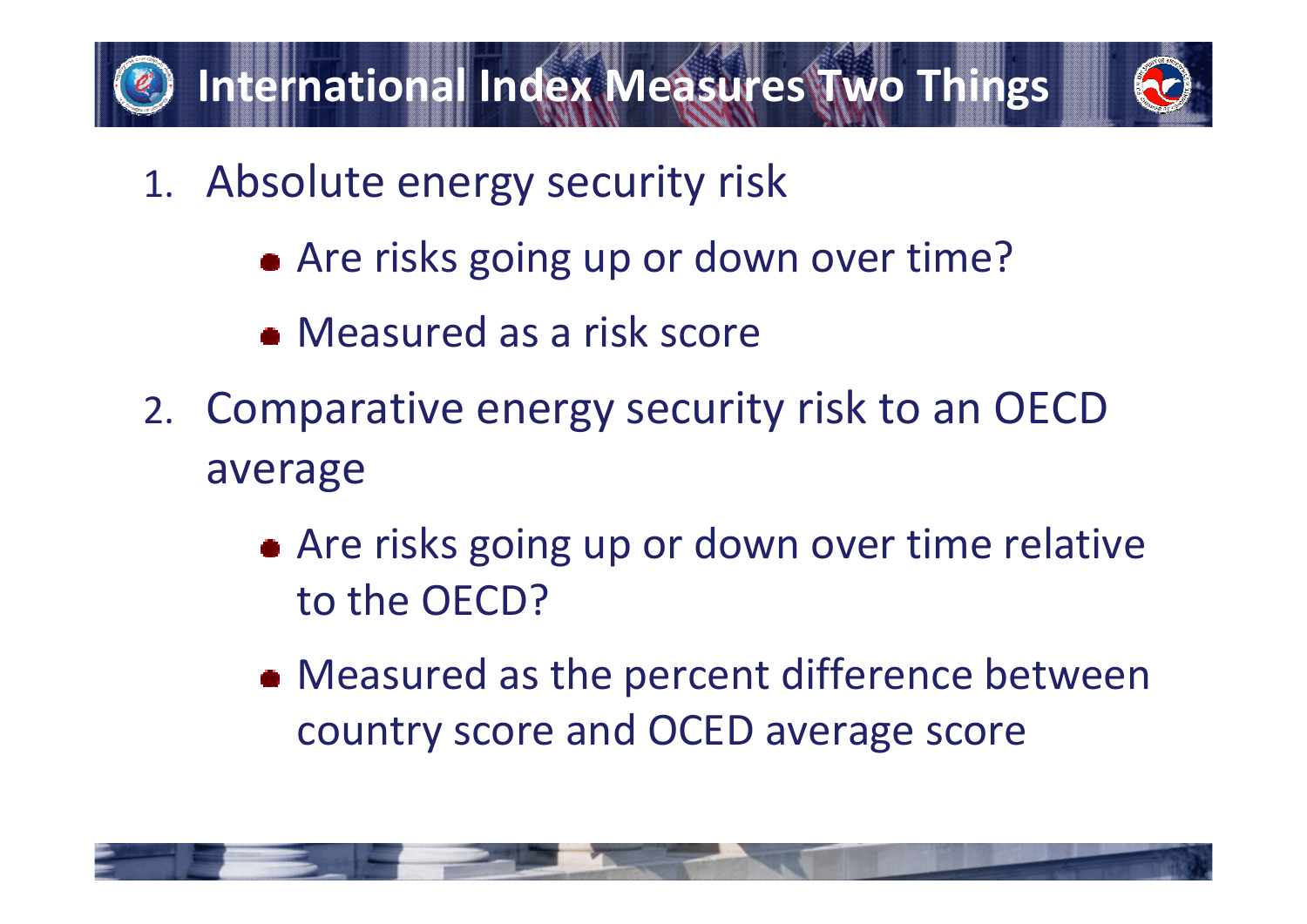# International Index Measures Two Things

1. Absolute energy security risk
   - Are risks going up or down over time?
   - Measured as a risk score
2. Comparative energy security risk to an OECD average
   - Are risks going up or down over time relative to the OECD?
   - Measured as the percent difference between country score and OCED average score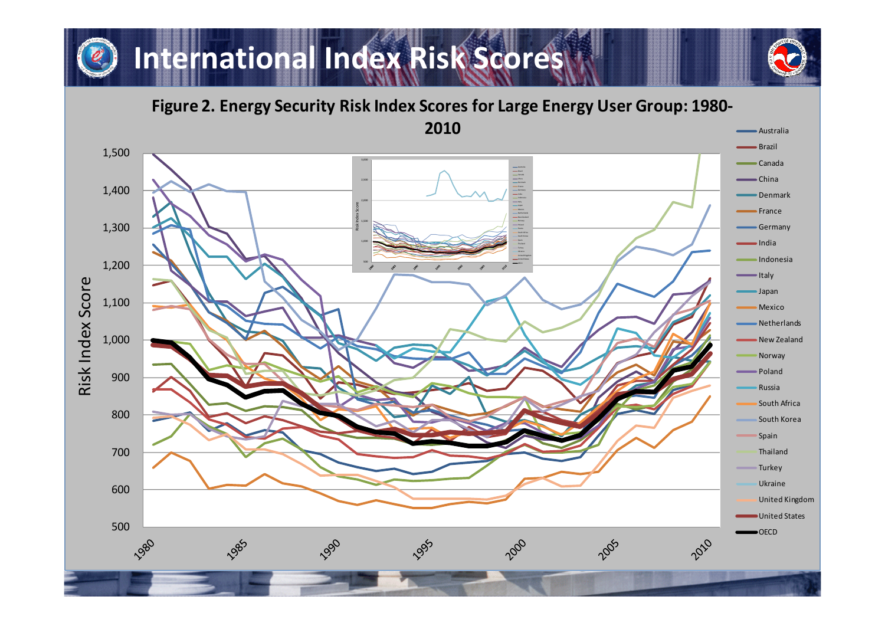# International Index Risk Scores

**Figure 2. Energy Security Risk Index Scores for Large Energy User Group: 1980-2010**

Risk Index Score

1,500
1,400
1,300
1,200
1,100
1,000
900
800
700
600
500

1980
1985
1990
1995
2000
2005
2010

Australia
Brazil
Canada
China
Denmark
France
Germany
India
Indonesia
Italy
Japan
Mexico
Netherlands
New Zealand
Norway
Poland
Russia
South Africa
South Korea
Spain
Thailand
Turkey
Ukraine
United Kingdom
United States
OECD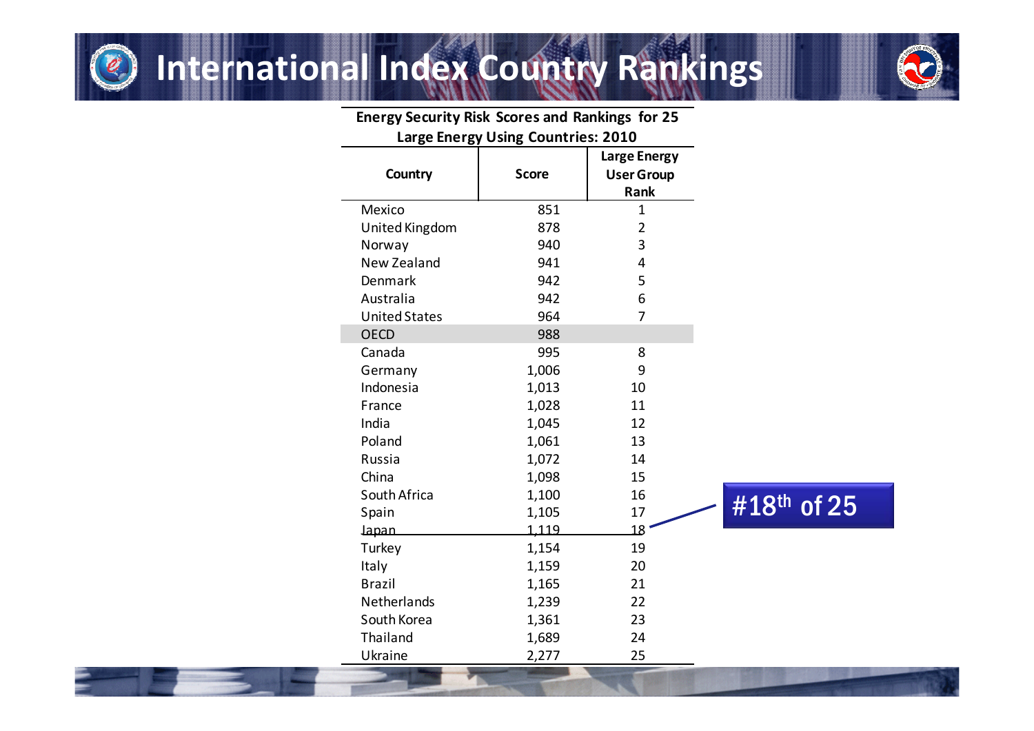# International Index Country Rankings

| Energy Security Risk Scores and Rankings for 25 Large Energy Using Countries: 2010 | | |
|---|---|---|
| **Country** | **Score** | **Large Energy User Group Rank** |
| Mexico | 851 | 1 |
| United Kingdom | 878 | 2 |
| Norway | 940 | 3 |
| New Zealand | 941 | 4 |
| Denmark | 942 | 5 |
| Australia | 942 | 6 |
| United States | 964 | 7 |
| OECD | 988 | |
| Canada | 995 | 8 |
| Germany | 1,006 | 9 |
| Indonesia | 1,013 | 10 |
| France | 1,028 | 11 |
| India | 1,045 | 12 |
| Poland | 1,061 | 13 |
| Russia | 1,072 | 14 |
| China | 1,098 | 15 |
| South Africa | 1,100 | 16 |
| Spain | 1,105 | 17 |
| Japan | 1,119 | 18 |
| Turkey | 1,154 | 19 |
| Italy | 1,159 | 20 |
| Brazil | 1,165 | 21 |
| Netherlands | 1,239 | 22 |
| South Korea | 1,361 | 23 |
| Thailand | 1,689 | 24 |
| Ukraine | 2,277 | 25 |

**#18th of 25**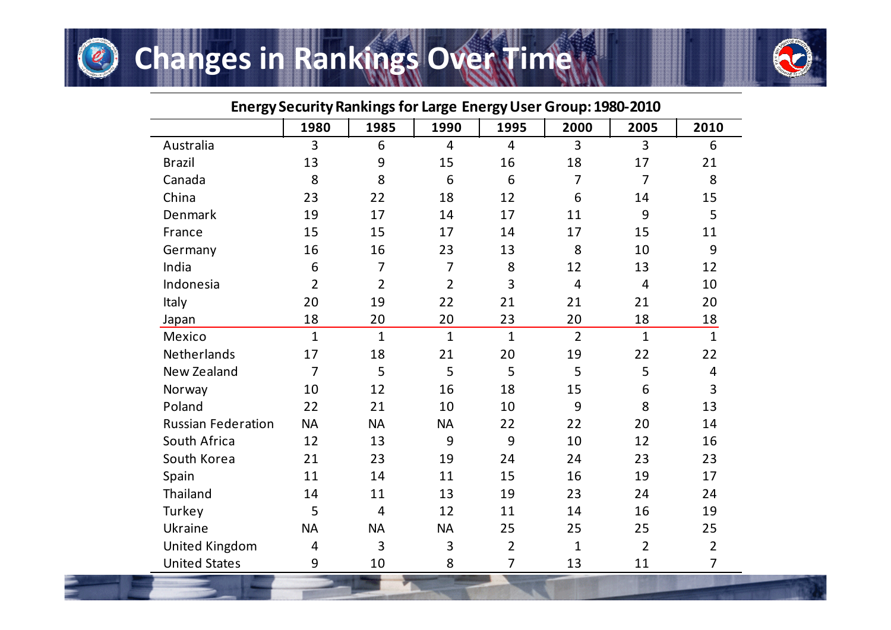# Changes in Rankings Over Time

**Energy Security Rankings for Large Energy User Group: 1980-2010**

| | 1980 | 1985 | 1990 | 1995 | 2000 | 2005 | 2010 |
|---|---|---|---|---|---|---|---|
| Australia | 3 | 6 | 4 | 4 | 3 | 3 | 6 |
| Brazil | 13 | 9 | 15 | 16 | 18 | 17 | 21 |
| Canada | 8 | 8 | 6 | 6 | 7 | 7 | 8 |
| China | 23 | 22 | 18 | 12 | 6 | 14 | 15 |
| Denmark | 19 | 17 | 14 | 17 | 11 | 9 | 5 |
| France | 15 | 15 | 17 | 14 | 17 | 15 | 11 |
| Germany | 16 | 16 | 23 | 13 | 8 | 10 | 9 |
| India | 6 | 7 | 7 | 8 | 12 | 13 | 12 |
| Indonesia | 2 | 2 | 2 | 3 | 4 | 4 | 10 |
| Italy | 20 | 19 | 22 | 21 | 21 | 21 | 20 |
| Japan | 18 | 20 | 20 | 23 | 20 | 18 | 18 |
| Mexico | 1 | 1 | 1 | 1 | 2 | 1 | 1 |
| Netherlands | 17 | 18 | 21 | 20 | 19 | 22 | 22 |
| New Zealand | 7 | 5 | 5 | 5 | 5 | 5 | 4 |
| Norway | 10 | 12 | 16 | 18 | 15 | 6 | 3 |
| Poland | 22 | 21 | 10 | 10 | 9 | 8 | 13 |
| Russian Federation | NA | NA | NA | 22 | 22 | 20 | 14 |
| South Africa | 12 | 13 | 9 | 9 | 10 | 12 | 16 |
| South Korea | 21 | 23 | 19 | 24 | 24 | 23 | 23 |
| Spain | 11 | 14 | 11 | 15 | 16 | 19 | 17 |
| Thailand | 14 | 11 | 13 | 19 | 23 | 24 | 24 |
| Turkey | 5 | 4 | 12 | 11 | 14 | 16 | 19 |
| Ukraine | NA | NA | NA | 25 | 25 | 25 | 25 |
| United Kingdom | 4 | 3 | 3 | 2 | 1 | 2 | 2 |
| United States | 9 | 10 | 8 | 7 | 13 | 11 | 7 |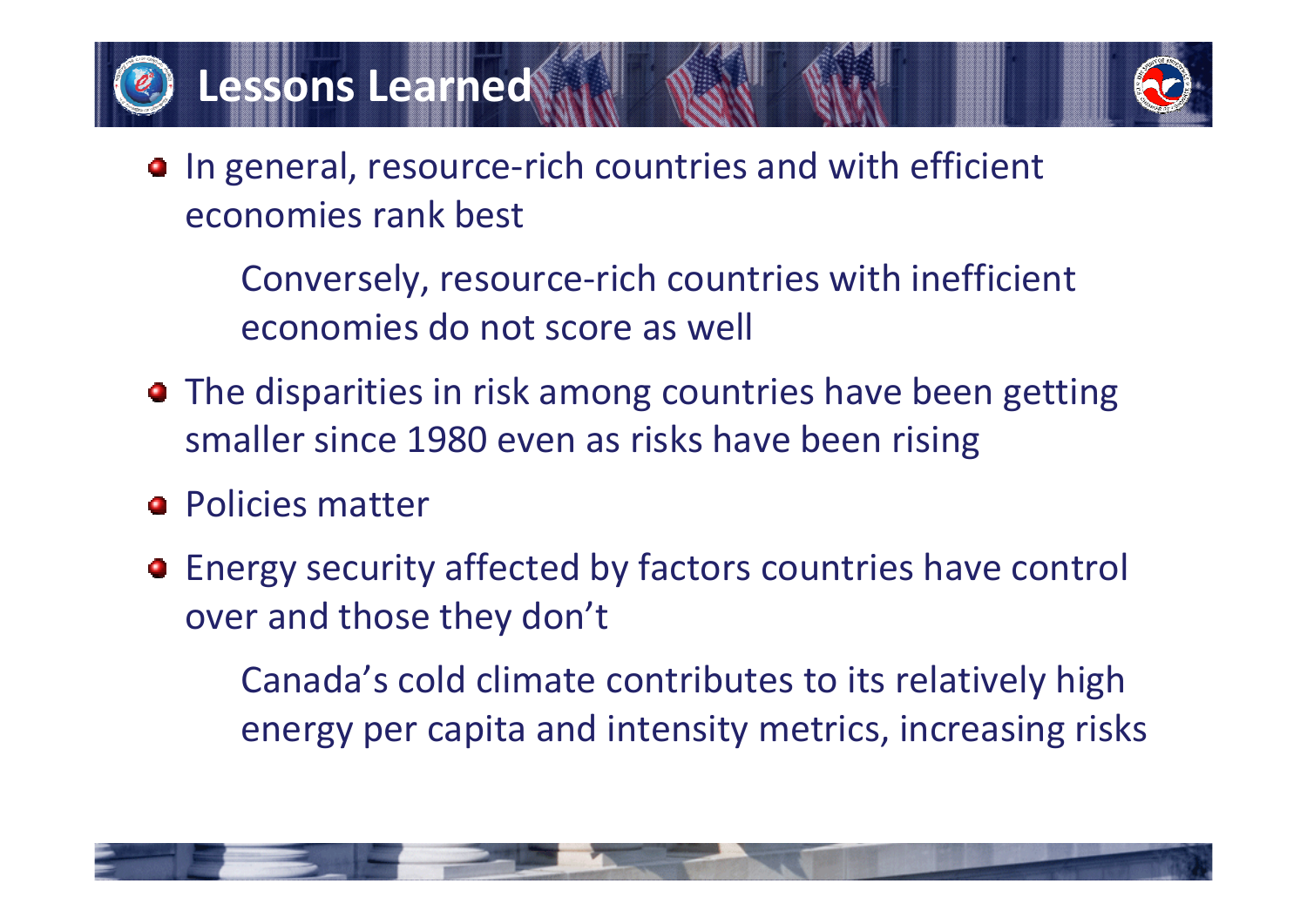# Lessons Learned

- In general, resource-rich countries and with efficient economies rank best

  Conversely, resource-rich countries with inefficient economies do not score as well

- The disparities in risk among countries have been getting smaller since 1980 even as risks have been rising
- Policies matter
- Energy security affected by factors countries have control over and those they don't

  Canada's cold climate contributes to its relatively high energy per capita and intensity metrics, increasing risks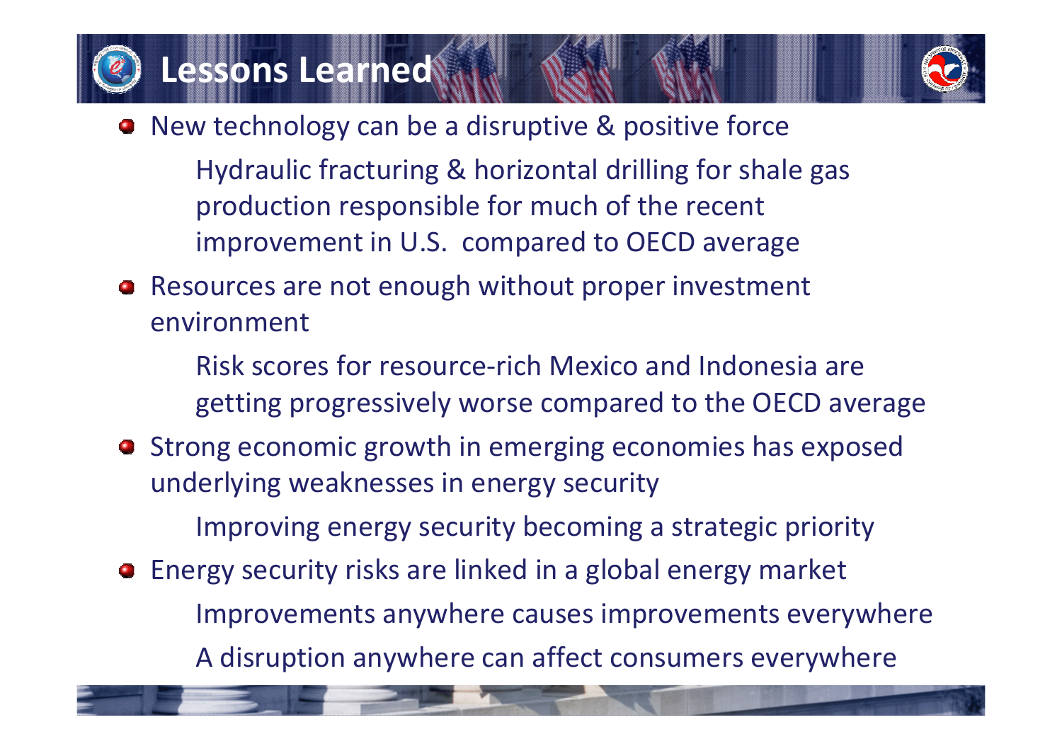# Lessons Learned

- New technology can be a disruptive & positive force
  - Hydraulic fracturing & horizontal drilling for shale gas production responsible for much of the recent improvement in U.S. compared to OECD average
- Resources are not enough without proper investment environment
  - Risk scores for resource-rich Mexico and Indonesia are getting progressively worse compared to the OECD average
- Strong economic growth in emerging economies has exposed underlying weaknesses in energy security
  - Improving energy security becoming a strategic priority
- Energy security risks are linked in a global energy market
  - Improvements anywhere causes improvements everywhere
  - A disruption anywhere can affect consumers everywhere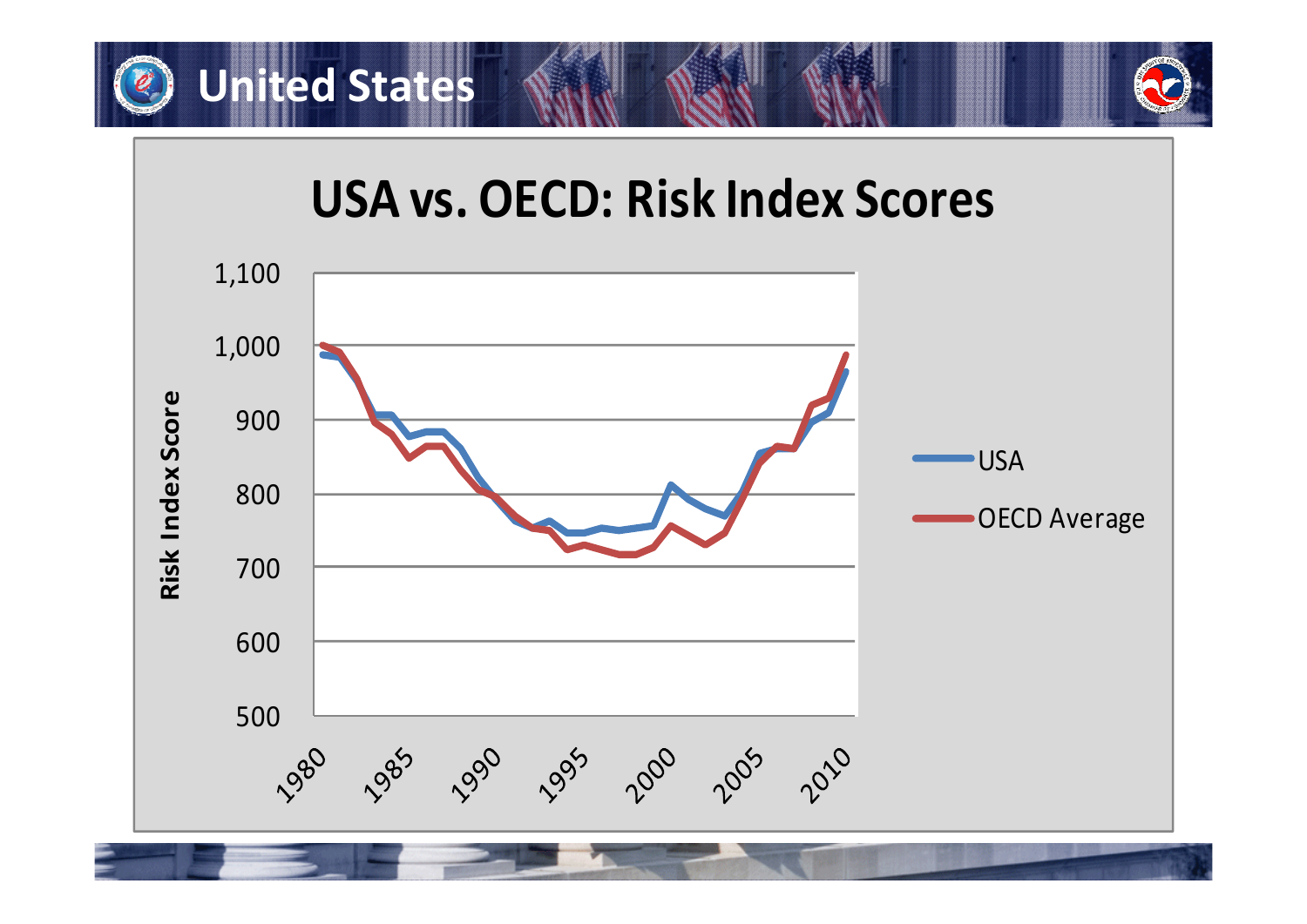# United States

## USA vs. OECD: Risk Index Scores

Risk Index Score

1,100
1,000
900
800
700
600
500

1980
1985
1990
1995
2000
2005
2010

USA
OECD Average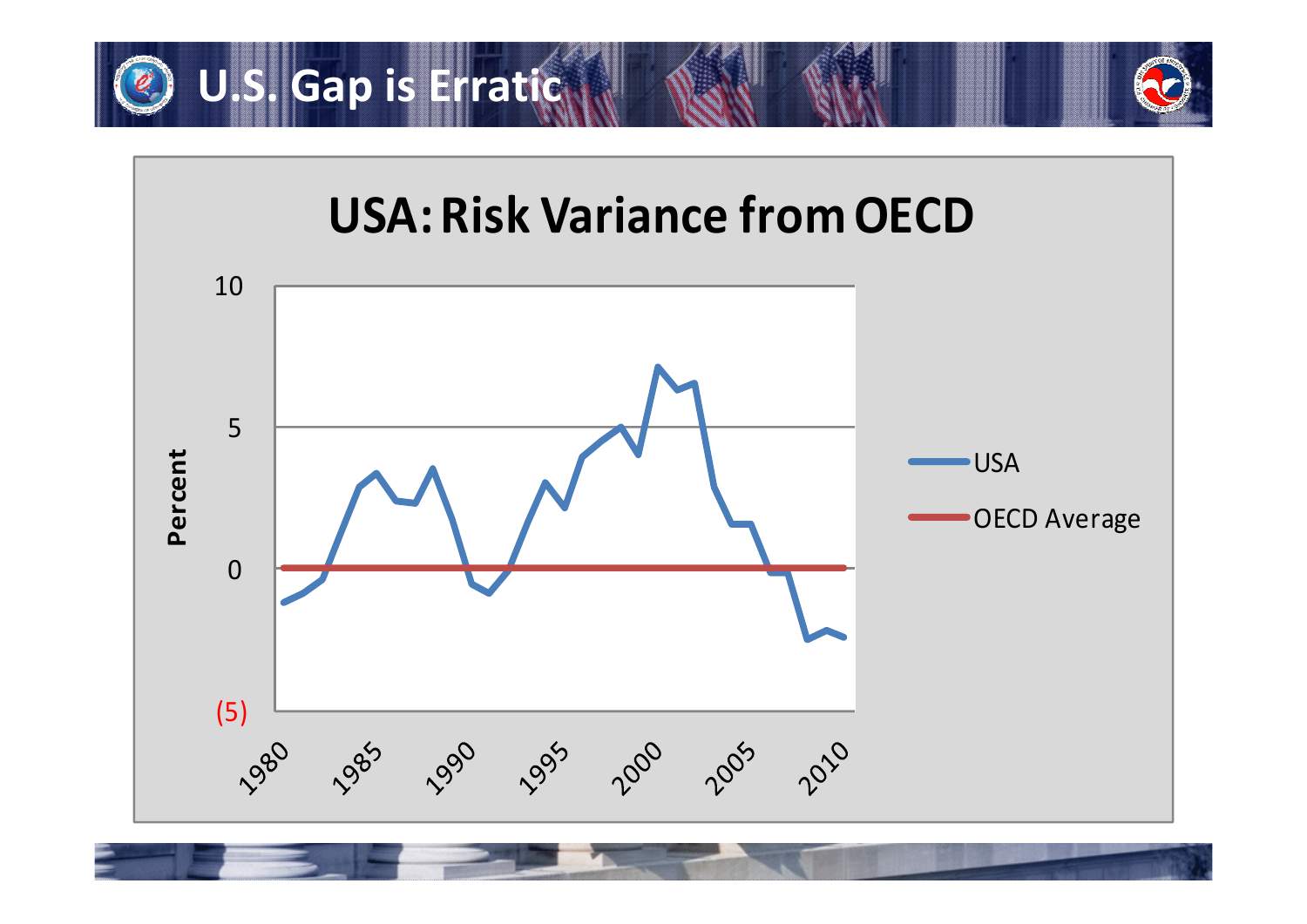# U.S. Gap is Erratic

## USA: Risk Variance from OECD

Percent

10

5

0

(5)

1980
1985
1990
1995
2000
2005
2010

USA

OECD Average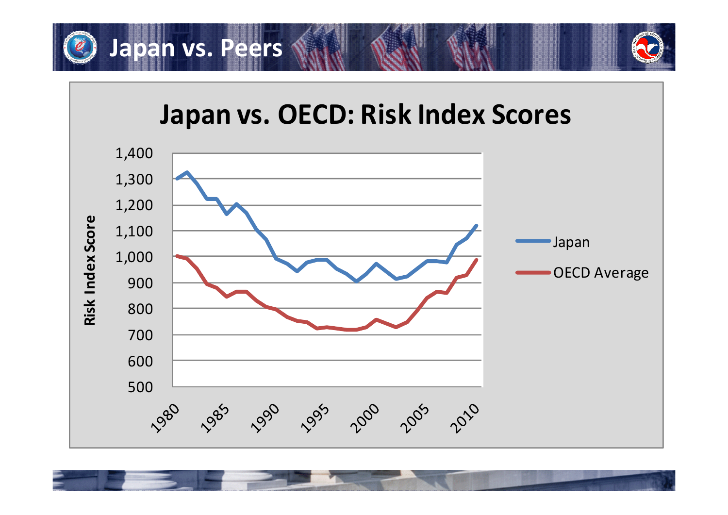# Japan vs. Peers

## Japan vs. OECD: Risk Index Scores

Risk Index Score

1,400
1,300
1,200
1,100
1,000
900
800
700
600
500

1980
1985
1990
1995
2000
2005
2010

Japan
OECD Average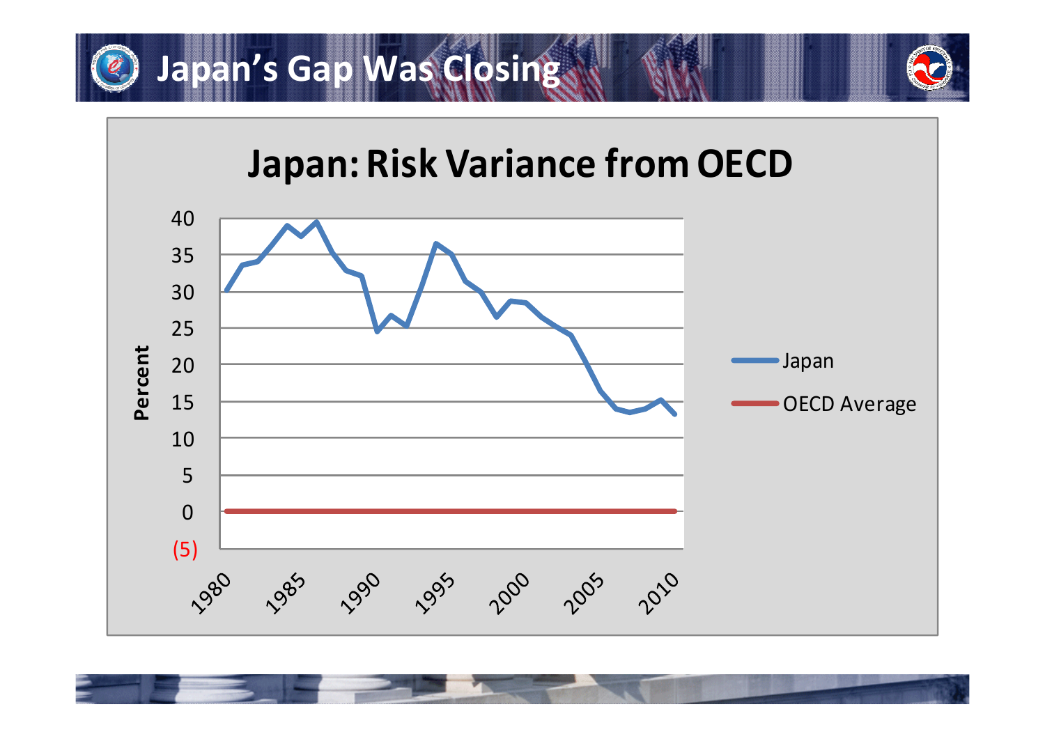# Japan's Gap Was Closing

## Japan: Risk Variance from OECD

Percent

40
35
30
25
20
15
10
5
0
(5)

1980
1985
1990
1995
2000
2005
2010

Japan
OECD Average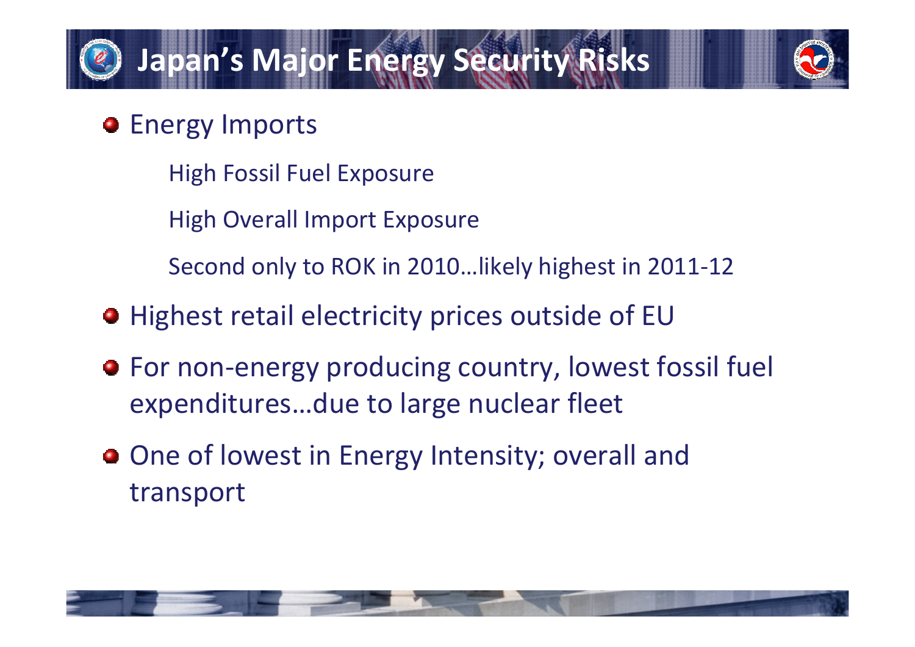# Japan's Major Energy Security Risks

- Energy Imports
  - High Fossil Fuel Exposure
  - High Overall Import Exposure
  - Second only to ROK in 2010…likely highest in 2011-12
- Highest retail electricity prices outside of EU
- For non-energy producing country, lowest fossil fuel expenditures…due to large nuclear fleet
- One of lowest in Energy Intensity; overall and transport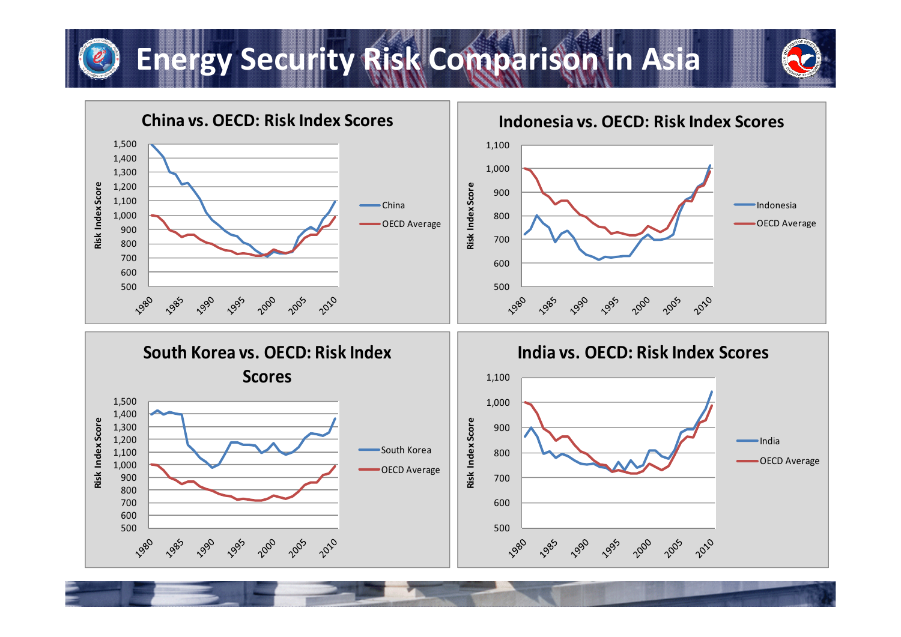# Energy Security Risk Comparison in Asia

## China vs. OECD: Risk Index Scores

Risk Index Score

1,500
1,400
1,300
1,200
1,100
1,000
900
800
700
600
500

1980 1985 1990 1995 2000 2005 2010

China
OECD Average

## Indonesia vs. OECD: Risk Index Scores

Risk Index Score

1,100
1,000
900
800
700
600
500

1980 1985 1990 1995 2000 2005 2010

Indonesia
OECD Average

## South Korea vs. OECD: Risk Index Scores

Risk Index Score

1,500
1,400
1,300
1,200
1,100
1,000
900
800
700
600
500

1980 1985 1990 1995 2000 2005 2010

South Korea
OECD Average

## India vs. OECD: Risk Index Scores

Risk Index Score

1,100
1,000
900
800
700
600
500

1980 1985 1990 1995 2000 2005 2010

India
OECD Average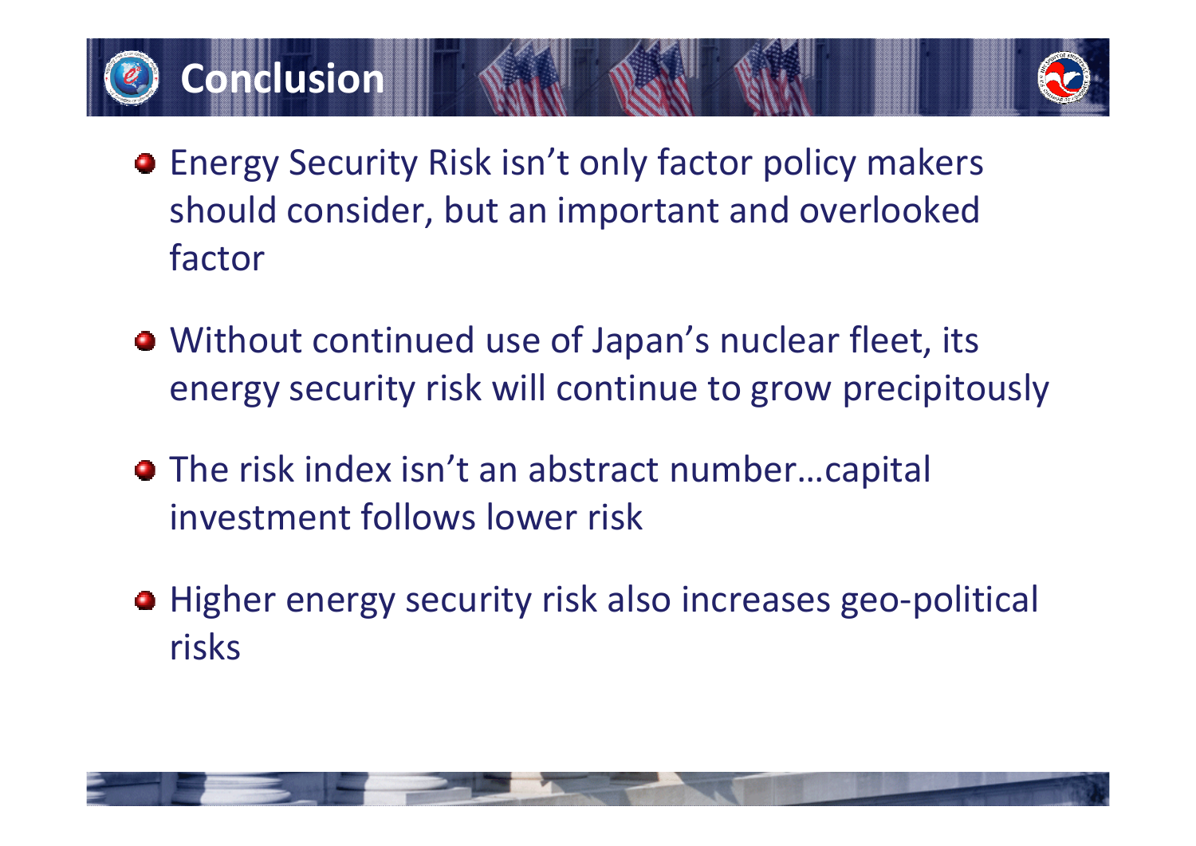# Conclusion

- Energy Security Risk isn't only factor policy makers should consider, but an important and overlooked factor
- Without continued use of Japan's nuclear fleet, its energy security risk will continue to grow precipitously
- The risk index isn't an abstract number…capital investment follows lower risk
- Higher energy security risk also increases geo-political risks